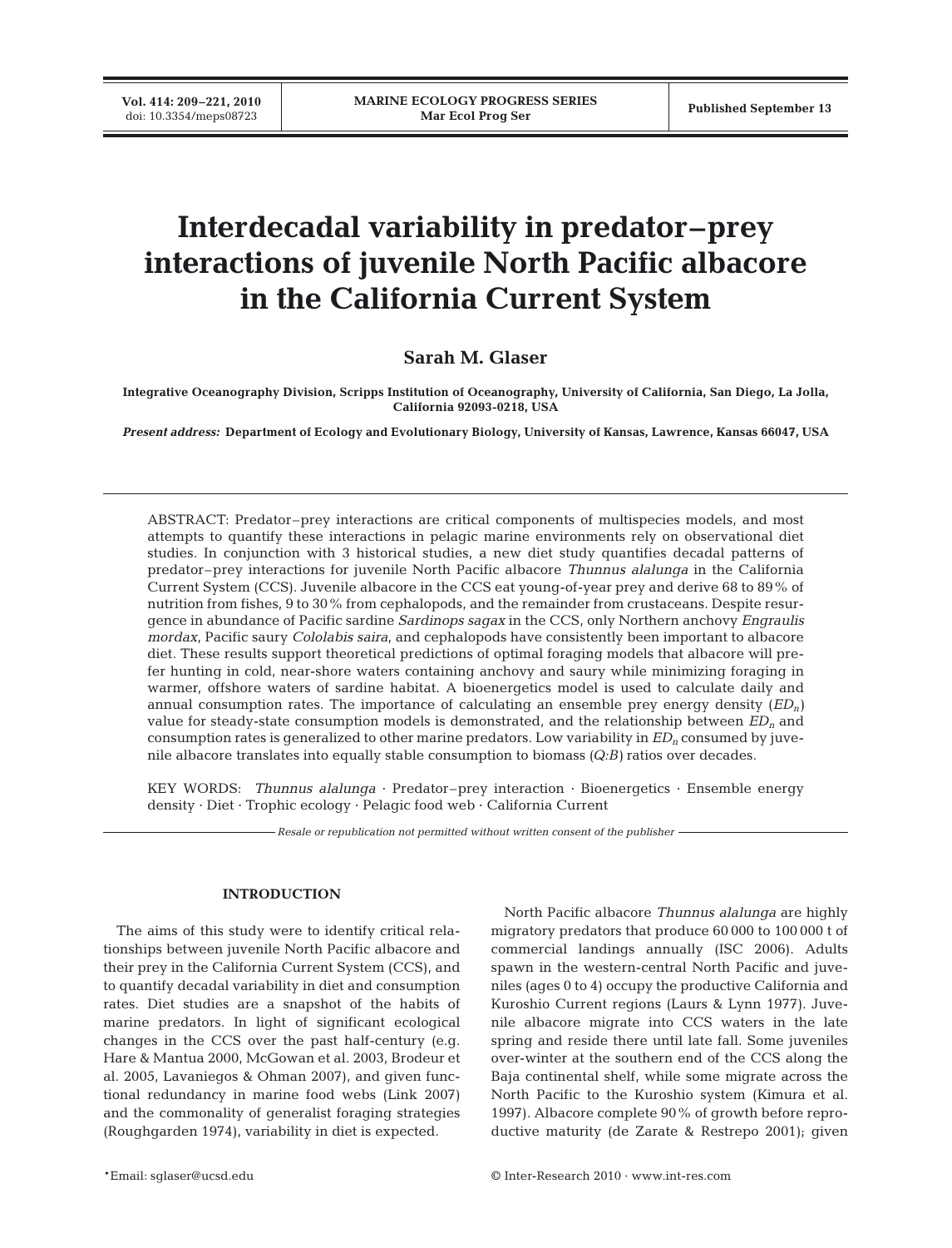# Interdecadal variability in predator–prey interactions of juvenile North Pacific albacore in the California Current System

**Sarah M. Glaser**

**Integrative Oceanography Division, Scripps Institution of Oceanography, University of California, San Diego, La Jolla, California 92093-0218, USA**

*Present address:* **Department of Ecology and Evolutionary Biology, University of Kansas, Lawrence, Kansas 66047, USA**

ABSTRACT: Predator–prey interactions are critical components of multispecies models, and most attempts to quantify these interactions in pelagic marine environments rely on observational diet studies. In conjunction with 3 historical studies, a new diet study quantifies decadal patterns of predator–prey interactions for juvenile North Pacific albacore *Thunnus alalunga* in the California Current System (CCS). Juvenile albacore in the CCS eat young-of-year prey and derive 68 to 89% of nutrition from fishes, 9 to 30% from cephalopods, and the remainder from crustaceans. Despite resurgence in abundance of Pacific sardine *Sardinops sagax* in the CCS, only Northern anchovy *Engraulis mordax*, Pacific saury *Cololabis saira*, and cephalopods have consistently been important to albacore diet. These results support theoretical predictions of optimal foraging models that albacore will prefer hunting in cold, near-shore waters containing anchovy and saury while minimizing foraging in warmer, offshore waters of sardine habitat. A bioenergetics model is used to calculate daily and annual consumption rates. The importance of calculating an ensemble prey energy density ($ED_n$) value for steady-state consumption models is demonstrated, and the relationship between $ED_n$ and consumption rates is generalized to other marine predators. Low variability in $ED_n$ consumed by juvenile albacore translates into equally stable consumption to biomass ($Q{:}B$) ratios over decades.

KEY WORDS: *Thunnus alalunga* · Predator–prey interaction · Bioenergetics · Ensemble energy density · Diet · Trophic ecology · Pelagic food web · California Current

*Resale or republication not permitted without written consent of the publisher*

## INTRODUCTION

The aims of this study were to identify critical relationships between juvenile North Pacific albacore and their prey in the California Current System (CCS), and to quantify decadal variability in diet and consumption rates. Diet studies are a snapshot of the habits of marine predators. In light of significant ecological changes in the CCS over the past half-century (e.g. Hare & Mantua 2000, McGowan et al. 2003, Brodeur et al. 2005, Lavaniegos & Ohman 2007), and given functional redundancy in marine food webs (Link 2007) and the commonality of generalist foraging strategies (Roughgarden 1974), variability in diet is expected.

North Pacific albacore *Thunnus alalunga* are highly migratory predators that produce 60 000 to 100 000 t of commercial landings annually (ISC 2006). Adults spawn in the western-central North Pacific and juveniles (ages 0 to 4) occupy the productive California and Kuroshio Current regions (Laurs & Lynn 1977). Juvenile albacore migrate into CCS waters in the late spring and reside there until late fall. Some juveniles over-winter at the southern end of the CCS along the Baja continental shelf, while some migrate across the North Pacific to the Kuroshio system (Kimura et al. 1997). Albacore complete 90% of growth before reproductive maturity (de Zarate & Restrepo 2001); given

*Email: sglaser@ucsd.edu

© Inter-Research 2010 · www.int-res.com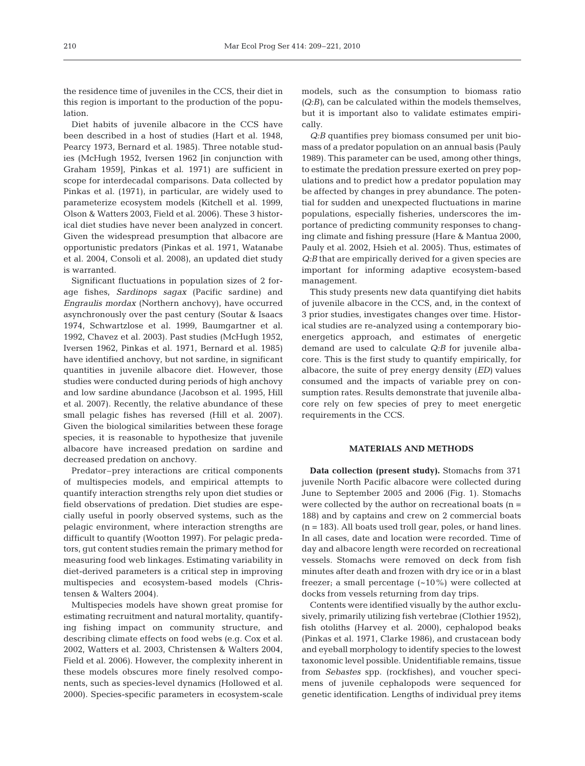the residence time of juveniles in the CCS, their diet in this region is important to the production of the population.

Diet habits of juvenile albacore in the CCS have been described in a host of studies (Hart et al. 1948, Pearcy 1973, Bernard et al. 1985). Three notable studies (McHugh 1952, Iversen 1962 [in conjunction with Graham 1959], Pinkas et al. 1971) are sufficient in scope for interdecadal comparisons. Data collected by Pinkas et al. (1971), in particular, are widely used to parameterize ecosystem models (Kitchell et al. 1999, Olson & Watters 2003, Field et al. 2006). These 3 historical diet studies have never been analyzed in concert. Given the widespread presumption that albacore are opportunistic predators (Pinkas et al. 1971, Watanabe et al. 2004, Consoli et al. 2008), an updated diet study is warranted.

Significant fluctuations in population sizes of 2 forage fishes, *Sardinops sagax* (Pacific sardine) and *Engraulis mordax* (Northern anchovy), have occurred asynchronously over the past century (Soutar & Isaacs 1974, Schwartzlose et al. 1999, Baumgartner et al. 1992, Chavez et al. 2003). Past studies (McHugh 1952, Iversen 1962, Pinkas et al. 1971, Bernard et al. 1985) have identified anchovy, but not sardine, in significant quantities in juvenile albacore diet. However, those studies were conducted during periods of high anchovy and low sardine abundance (Jacobson et al. 1995, Hill et al. 2007). Recently, the relative abundance of these small pelagic fishes has reversed (Hill et al. 2007). Given the biological similarities between these forage species, it is reasonable to hypothesize that juvenile albacore have increased predation on sardine and decreased predation on anchovy.

Predator–prey interactions are critical components of multispecies models, and empirical attempts to quantify interaction strengths rely upon diet studies or field observations of predation. Diet studies are especially useful in poorly observed systems, such as the pelagic environment, where interaction strengths are difficult to quantify (Wootton 1997). For pelagic predators, gut content studies remain the primary method for measuring food web linkages. Estimating variability in diet-derived parameters is a critical step in improving multispecies and ecosystem-based models (Christensen & Walters 2004).

Multispecies models have shown great promise for estimating recruitment and natural mortality, quantifying fishing impact on community structure, and describing climate effects on food webs (e.g. Cox et al. 2002, Watters et al. 2003, Christensen & Walters 2004, Field et al. 2006). However, the complexity inherent in these models obscures more finely resolved components, such as species-level dynamics (Hollowed et al. 2000). Species-specific parameters in ecosystem-scale models, such as the consumption to biomass ratio (*Q:B*), can be calculated within the models themselves, but it is important also to validate estimates empirically.

*Q:B* quantifies prey biomass consumed per unit biomass of a predator population on an annual basis (Pauly 1989). This parameter can be used, among other things, to estimate the predation pressure exerted on prey populations and to predict how a predator population may be affected by changes in prey abundance. The potential for sudden and unexpected fluctuations in marine populations, especially fisheries, underscores the importance of predicting community responses to changing climate and fishing pressure (Hare & Mantua 2000, Pauly et al. 2002, Hsieh et al. 2005). Thus, estimates of *Q:B* that are empirically derived for a given species are important for informing adaptive ecosystem-based management.

This study presents new data quantifying diet habits of juvenile albacore in the CCS, and, in the context of 3 prior studies, investigates changes over time. Historical studies are re-analyzed using a contemporary bioenergetics approach, and estimates of energetic demand are used to calculate *Q:B* for juvenile albacore. This is the first study to quantify empirically, for albacore, the suite of prey energy density (*ED*) values consumed and the impacts of variable prey on consumption rates. Results demonstrate that juvenile albacore rely on few species of prey to meet energetic requirements in the CCS.

## MATERIALS AND METHODS

**Data collection (present study).** Stomachs from 371 juvenile North Pacific albacore were collected during June to September 2005 and 2006 (Fig. 1). Stomachs were collected by the author on recreational boats (n = 188) and by captains and crew on 2 commercial boats (n = 183). All boats used troll gear, poles, or hand lines. In all cases, date and location were recorded. Time of day and albacore length were recorded on recreational vessels. Stomachs were removed on deck from fish minutes after death and frozen with dry ice or in a blast freezer; a small percentage (~10%) were collected at docks from vessels returning from day trips.

Contents were identified visually by the author exclusively, primarily utilizing fish vertebrae (Clothier 1952), fish otoliths (Harvey et al. 2000), cephalopod beaks (Pinkas et al. 1971, Clarke 1986), and crustacean body and eyeball morphology to identify species to the lowest taxonomic level possible. Unidentifiable remains, tissue from *Sebastes* spp. (rockfishes), and voucher specimens of juvenile cephalopods were sequenced for genetic identification. Lengths of individual prey items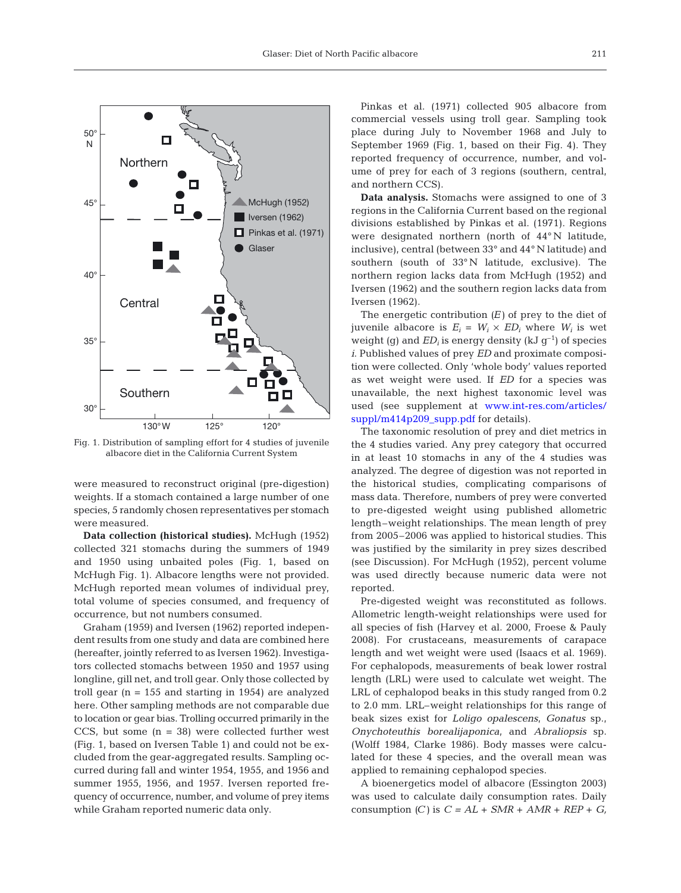Fig. 1. Distribution of sampling effort for 4 studies of juvenile albacore diet in the California Current System

were measured to reconstruct original (pre-digestion) weights. If a stomach contained a large number of one species, 5 randomly chosen representatives per stomach were measured.

**Data collection (historical studies).** McHugh (1952) collected 321 stomachs during the summers of 1949 and 1950 using unbaited poles (Fig. 1, based on McHugh Fig. 1). Albacore lengths were not provided. McHugh reported mean volumes of individual prey, total volume of species consumed, and frequency of occurrence, but not numbers consumed.

Graham (1959) and Iversen (1962) reported independent results from one study and data are combined here (hereafter, jointly referred to as Iversen 1962). Investigators collected stomachs between 1950 and 1957 using longline, gill net, and troll gear. Only those collected by troll gear (n = 155 and starting in 1954) are analyzed here. Other sampling methods are not comparable due to location or gear bias. Trolling occurred primarily in the CCS, but some (n = 38) were collected further west (Fig. 1, based on Iversen Table 1) and could not be excluded from the gear-aggregated results. Sampling occurred during fall and winter 1954, 1955, and 1956 and summer 1955, 1956, and 1957. Iversen reported frequency of occurrence, number, and volume of prey items while Graham reported numeric data only.

Pinkas et al. (1971) collected 905 albacore from commercial vessels using troll gear. Sampling took place during July to November 1968 and July to September 1969 (Fig. 1, based on their Fig. 4). They reported frequency of occurrence, number, and volume of prey for each of 3 regions (southern, central, and northern CCS).

**Data analysis.** Stomachs were assigned to one of 3 regions in the California Current based on the regional divisions established by Pinkas et al. (1971). Regions were designated northern (north of 44° N latitude, inclusive), central (between 33° and 44° N latitude) and southern (south of 33° N latitude, exclusive). The northern region lacks data from McHugh (1952) and Iversen (1962) and the southern region lacks data from Iversen (1962).

The energetic contribution ($E$) of prey to the diet of juvenile albacore is $E_i = W_i \times ED_i$ where $W_i$ is wet weight (g) and $ED_i$ is energy density (kJ $g^{-1}$) of species $i$. Published values of prey $ED$ and proximate composition were collected. Only 'whole body' values reported as wet weight were used. If $ED$ for a species was unavailable, the next highest taxonomic level was used (see supplement at www.int-res.com/articles/suppl/m414p209_supp.pdf for details).

The taxonomic resolution of prey and diet metrics in the 4 studies varied. Any prey category that occurred in at least 10 stomachs in any of the 4 studies was analyzed. The degree of digestion was not reported in the historical studies, complicating comparisons of mass data. Therefore, numbers of prey were converted to pre-digested weight using published allometric length–weight relationships. The mean length of prey from 2005–2006 was applied to historical studies. This was justified by the similarity in prey sizes described (see Discussion). For McHugh (1952), percent volume was used directly because numeric data were not reported.

Pre-digested weight was reconstituted as follows. Allometric length-weight relationships were used for all species of fish (Harvey et al. 2000, Froese & Pauly 2008). For crustaceans, measurements of carapace length and wet weight were used (Isaacs et al. 1969). For cephalopods, measurements of beak lower rostral length (LRL) were used to calculate wet weight. The LRL of cephalopod beaks in this study ranged from 0.2 to 2.0 mm. LRL–weight relationships for this range of beak sizes exist for *Loligo opalescens*, *Gonatus* sp., *Onychoteuthis borealijaponica*, and *Abraliopsis* sp. (Wolff 1984, Clarke 1986). Body masses were calculated for these 4 species, and the overall mean was applied to remaining cephalopod species.

A bioenergetics model of albacore (Essington 2003) was used to calculate daily consumption rates. Daily consumption ($C$) is $C = AL + SMR + AMR + REP + G$,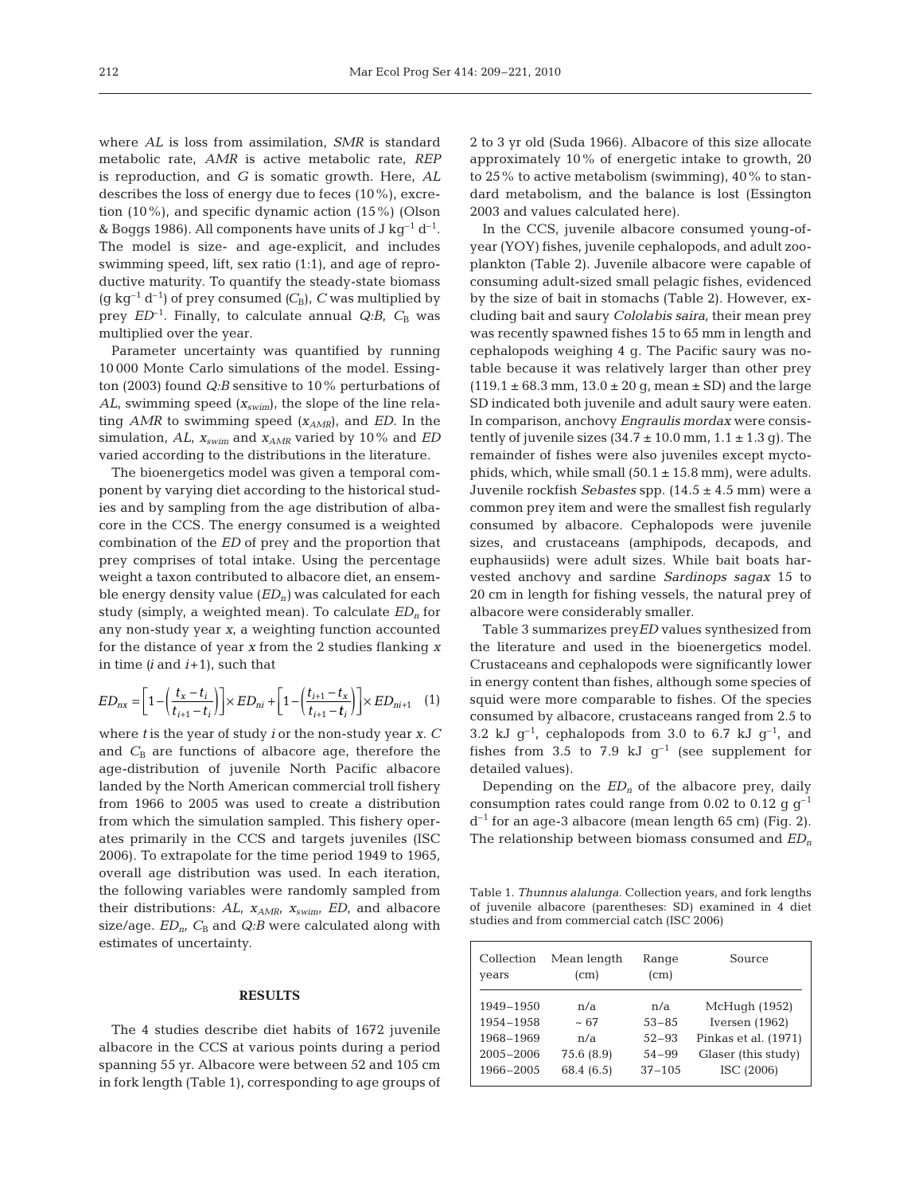where $AL$ is loss from assimilation, $SMR$ is standard metabolic rate, $AMR$ is active metabolic rate, $REP$ is reproduction, and $G$ is somatic growth. Here, $AL$ describes the loss of energy due to feces (10%), excretion (10%), and specific dynamic action (15%) (Olson & Boggs 1986). All components have units of J $kg^{-1}$ $d^{-1}$. The model is size- and age-explicit, and includes swimming speed, lift, sex ratio (1:1), and age of reproductive maturity. To quantify the steady-state biomass (g $kg^{-1}$ $d^{-1}$) of prey consumed ($C_B$), $C$ was multiplied by prey $ED^{-1}$. Finally, to calculate annual $Q{:}B$, $C_B$ was multiplied over the year.

Parameter uncertainty was quantified by running 10 000 Monte Carlo simulations of the model. Essington (2003) found $Q{:}B$ sensitive to 10% perturbations of $AL$, swimming speed ($x_{swim}$), the slope of the line relating $AMR$ to swimming speed ($x_{AMR}$), and $ED$. In the simulation, $AL$, $x_{swim}$ and $x_{AMR}$ varied by 10% and $ED$ varied according to the distributions in the literature.

The bioenergetics model was given a temporal component by varying diet according to the historical studies and by sampling from the age distribution of albacore in the CCS. The energy consumed is a weighted combination of the $ED$ of prey and the proportion that prey comprises of total intake. Using the percentage weight a taxon contributed to albacore diet, an ensemble energy density value ($ED_n$) was calculated for each study (simply, a weighted mean). To calculate $ED_n$ for any non-study year $x$, a weighting function accounted for the distance of year $x$ from the 2 studies flanking $x$ in time ($i$ and $i$+1), such that

$$ED_{nx} = \left[1-\left(\frac{t_x - t_i}{t_{i+1} - t_i}\right)\right] \times ED_{ni} + \left[1-\left(\frac{t_{i+1} - t_x}{t_{i+1} - t_i}\right)\right] \times ED_{ni+1} \quad (1)$$

where $t$ is the year of study $i$ or the non-study year $x$. $C$ and $C_B$ are functions of albacore age, therefore the age-distribution of juvenile North Pacific albacore landed by the North American commercial troll fishery from 1966 to 2005 was used to create a distribution from which the simulation sampled. This fishery operates primarily in the CCS and targets juveniles (ISC 2006). To extrapolate for the time period 1949 to 1965, overall age distribution was used. In each iteration, the following variables were randomly sampled from their distributions: $AL$, $x_{AMR}$, $x_{swim}$, $ED$, and albacore size/age. $ED_n$, $C_B$ and $Q{:}B$ were calculated along with estimates of uncertainty.

## RESULTS

The 4 studies describe diet habits of 1672 juvenile albacore in the CCS at various points during a period spanning 55 yr. Albacore were between 52 and 105 cm in fork length (Table 1), corresponding to age groups of 2 to 3 yr old (Suda 1966). Albacore of this size allocate approximately 10% of energetic intake to growth, 20 to 25% to active metabolism (swimming), 40% to standard metabolism, and the balance is lost (Essington 2003 and values calculated here).

In the CCS, juvenile albacore consumed young-of-year (YOY) fishes, juvenile cephalopods, and adult zooplankton (Table 2). Juvenile albacore were capable of consuming adult-sized small pelagic fishes, evidenced by the size of bait in stomachs (Table 2). However, excluding bait and saury *Cololabis saira*, their mean prey was recently spawned fishes 15 to 65 mm in length and cephalopods weighing 4 g. The Pacific saury was notable because it was relatively larger than other prey (119.1 ± 68.3 mm, 13.0 ± 20 g, mean ± SD) and the large SD indicated both juvenile and adult saury were eaten. In comparison, anchovy *Engraulis mordax* were consistently of juvenile sizes (34.7 ± 10.0 mm, 1.1 ± 1.3 g). The remainder of fishes were also juveniles except myctophids, which, while small (50.1 ± 15.8 mm), were adults. Juvenile rockfish *Sebastes* spp. (14.5 ± 4.5 mm) were a common prey item and were the smallest fish regularly consumed by albacore. Cephalopods were juvenile sizes, and crustaceans (amphipods, decapods, and euphausiids) were adult sizes. While bait boats harvested anchovy and sardine *Sardinops sagax* 15 to 20 cm in length for fishing vessels, the natural prey of albacore were considerably smaller.

Table 3 summarizes prey $ED$ values synthesized from the literature and used in the bioenergetics model. Crustaceans and cephalopods were significantly lower in energy content than fishes, although some species of squid were more comparable to fishes. Of the species consumed by albacore, crustaceans ranged from 2.5 to 3.2 kJ $g^{-1}$, cephalopods from 3.0 to 6.7 kJ $g^{-1}$, and fishes from 3.5 to 7.9 kJ $g^{-1}$ (see supplement for detailed values).

Depending on the $ED_n$ of the albacore prey, daily consumption rates could range from 0.02 to 0.12 g $g^{-1}$ $d^{-1}$ for an age-3 albacore (mean length 65 cm) (Fig. 2). The relationship between biomass consumed and $ED_n$

Table 1. *Thunnus alalunga*. Collection years, and fork lengths of juvenile albacore (parentheses: SD) examined in 4 diet studies and from commercial catch (ISC 2006)

| Collection years | Mean length (cm) | Range (cm) | Source |
|---|---|---|---|
| 1949–1950 | n/a | n/a | McHugh (1952) |
| 1954–1958 | ~ 67 | 53–85 | Iversen (1962) |
| 1968–1969 | n/a | 52–93 | Pinkas et al. (1971) |
| 2005–2006 | 75.6 (8.9) | 54–99 | Glaser (this study) |
| 1966–2005 | 68.4 (6.5) | 37–105 | ISC (2006) |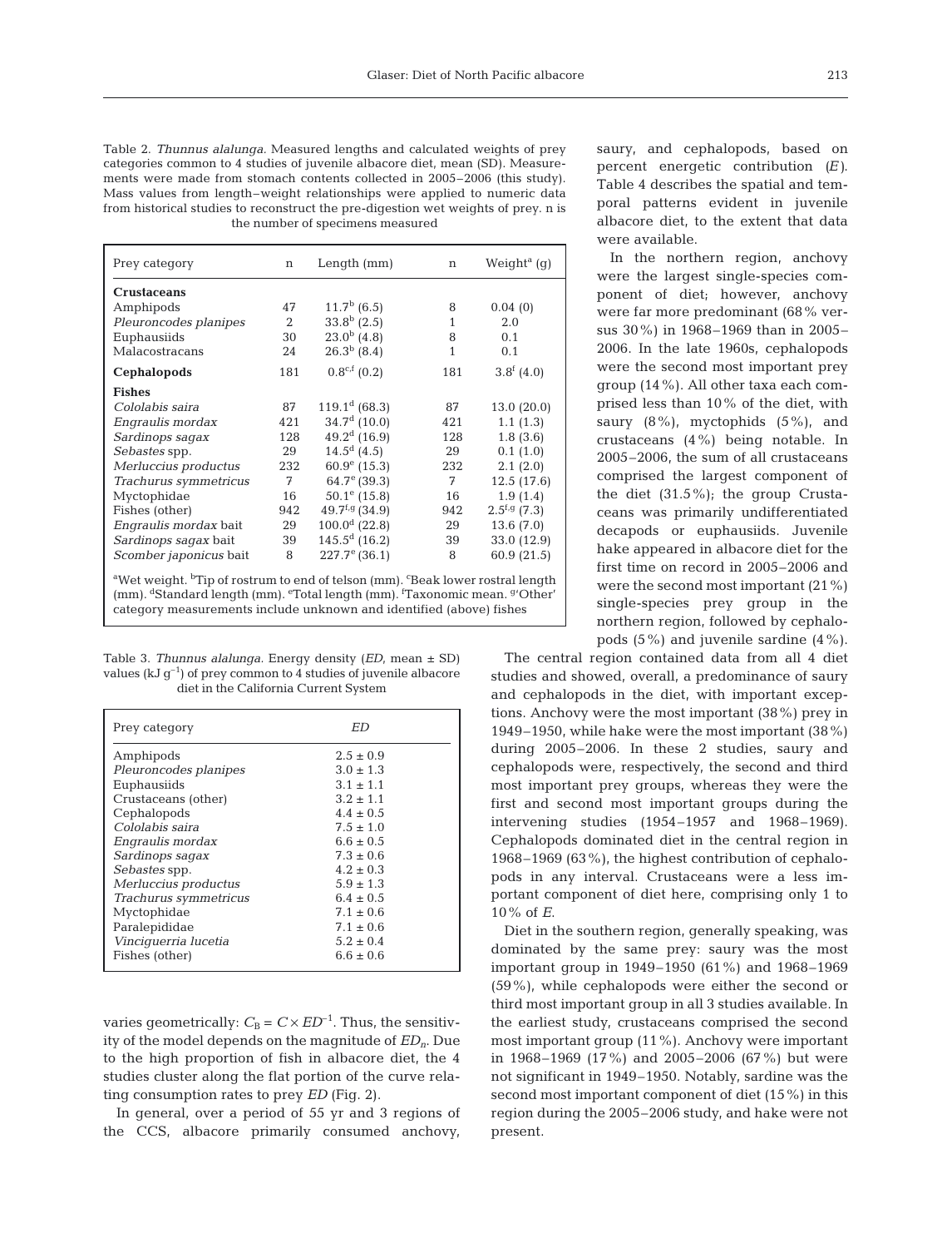Table 2. *Thunnus alalunga.* Measured lengths and calculated weights of prey categories common to 4 studies of juvenile albacore diet, mean (SD). Measurements were made from stomach contents collected in 2005–2006 (this study). Mass values from length–weight relationships were applied to numeric data from historical studies to reconstruct the pre-digestion wet weights of prey. n is the number of specimens measured

| Prey category | n | Length (mm) | n | Weight[a] (g) |
|---|---|---|---|---|
| **Crustaceans** | | | | |
| Amphipods | 47 | 11.7[b] (6.5) | 8 | 0.04 (0) |
| *Pleuroncodes planipes* | 2 | 33.8[b] (2.5) | 1 | 2.0 |
| Euphausiids | 30 | 23.0[b] (4.8) | 8 | 0.1 |
| Malacostracans | 24 | 26.3[b] (8.4) | 1 | 0.1 |
| **Cephalopods** | 181 | 0.8[c,f] (0.2) | 181 | 3.8[f] (4.0) |
| **Fishes** | | | | |
| *Cololabis saira* | 87 | 119.1[d] (68.3) | 87 | 13.0 (20.0) |
| *Engraulis mordax* | 421 | 34.7[d] (10.0) | 421 | 1.1 (1.3) |
| *Sardinops sagax* | 128 | 49.2[d] (16.9) | 128 | 1.8 (3.6) |
| *Sebastes* spp. | 29 | 14.5[d] (4.5) | 29 | 0.1 (1.0) |
| *Merluccius productus* | 232 | 60.9[e] (15.3) | 232 | 2.1 (2.0) |
| *Trachurus symmetricus* | 7 | 64.7[e] (39.3) | 7 | 12.5 (17.6) |
| Myctophidae | 16 | 50.1[e] (15.8) | 16 | 1.9 (1.4) |
| Fishes (other) | 942 | 49.7[f,g] (34.9) | 942 | 2.5[f,g] (7.3) |
| *Engraulis mordax* bait | 29 | 100.0[d] (22.8) | 29 | 13.6 (7.0) |
| *Sardinops sagax* bait | 39 | 145.5[d] (16.2) | 39 | 33.0 (12.9) |
| *Scomber japonicus* bait | 8 | 227.7[e] (36.1) | 8 | 60.9 (21.5) |

[a]Wet weight. [b]Tip of rostrum to end of telson (mm). [c]Beak lower rostral length (mm). [d]Standard length (mm). [e]Total length (mm). [f]Taxonomic mean. [g]'Other' category measurements include unknown and identified (above) fishes

Table 3. *Thunnus alalunga.* Energy density (*ED*, mean ± SD) values (kJ $g^{-1}$) of prey common to 4 studies of juvenile albacore diet in the California Current System

| Prey category | *ED* |
|---|---|
| Amphipods | 2.5 ± 0.9 |
| *Pleuroncodes planipes* | 3.0 ± 1.3 |
| Euphausiids | 3.1 ± 1.1 |
| Crustaceans (other) | 3.2 ± 1.1 |
| Cephalopods | 4.4 ± 0.5 |
| *Cololabis saira* | 7.5 ± 1.0 |
| *Engraulis mordax* | 6.6 ± 0.5 |
| *Sardinops sagax* | 7.3 ± 0.6 |
| *Sebastes* spp. | 4.2 ± 0.3 |
| *Merluccius productus* | 5.9 ± 1.3 |
| *Trachurus symmetricus* | 6.4 ± 0.5 |
| Myctophidae | 7.1 ± 0.6 |
| Paralepididae | 7.1 ± 0.6 |
| *Vinciguerria lucetia* | 5.2 ± 0.4 |
| Fishes (other) | 6.6 ± 0.6 |

varies geometrically: $C_B = C \times ED^{-1}$. Thus, the sensitivity of the model depends on the magnitude of $ED_n$. Due to the high proportion of fish in albacore diet, the 4 studies cluster along the flat portion of the curve relating consumption rates to prey *ED* (Fig. 2).

In general, over a period of 55 yr and 3 regions of the CCS, albacore primarily consumed anchovy, saury, and cephalopods, based on percent energetic contribution (*E*). Table 4 describes the spatial and temporal patterns evident in juvenile albacore diet, to the extent that data were available.

In the northern region, anchovy were the largest single-species component of diet; however, anchovy were far more predominant (68% versus 30%) in 1968–1969 than in 2005–2006. In the late 1960s, cephalopods were the second most important prey group (14%). All other taxa each comprised less than 10% of the diet, with saury (8%), myctophids (5%), and crustaceans (4%) being notable. In 2005–2006, the sum of all crustaceans comprised the largest component of the diet (31.5%); the group Crustaceans was primarily undifferentiated decapods or euphausiids. Juvenile hake appeared in albacore diet for the first time on record in 2005–2006 and were the second most important (21%) single-species prey group in the northern region, followed by cephalopods (5%) and juvenile sardine (4%).

The central region contained data from all 4 diet studies and showed, overall, a predominance of saury and cephalopods in the diet, with important exceptions. Anchovy were the most important (38%) prey in 1949–1950, while hake were the most important (38%) during 2005–2006. In these 2 studies, saury and cephalopods were, respectively, the second and third most important prey groups, whereas they were the first and second most important groups during the intervening studies (1954–1957 and 1968–1969). Cephalopods dominated diet in the central region in 1968–1969 (63%), the highest contribution of cephalopods in any interval. Crustaceans were a less important component of diet here, comprising only 1 to 10% of *E*.

Diet in the southern region, generally speaking, was dominated by the same prey: saury was the most important group in 1949–1950 (61%) and 1968–1969 (59%), while cephalopods were either the second or third most important group in all 3 studies available. In the earliest study, crustaceans comprised the second most important group (11%). Anchovy were important in 1968–1969 (17%) and 2005–2006 (67%) but were not significant in 1949–1950. Notably, sardine was the second most important component of diet (15%) in this region during the 2005–2006 study, and hake were not present.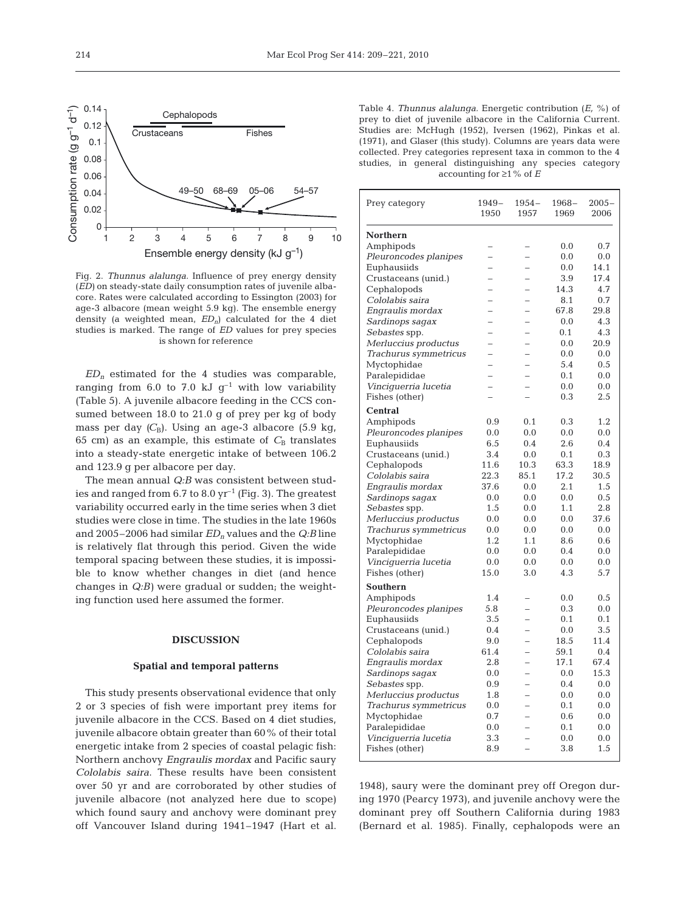Fig. 2. *Thunnus alalunga.* Influence of prey energy density ($ED$) on steady-state daily consumption rates of juvenile albacore. Rates were calculated according to Essington (2003) for age-3 albacore (mean weight 5.9 kg). The ensemble energy density (a weighted mean, $ED_n$) calculated for the 4 diet studies is marked. The range of $ED$ values for prey species is shown for reference

$ED_n$ estimated for the 4 studies was comparable, ranging from 6.0 to 7.0 kJ $g^{-1}$ with low variability (Table 5). A juvenile albacore feeding in the CCS consumed between 18.0 to 21.0 g of prey per kg of body mass per day ($C_B$). Using an age-3 albacore (5.9 kg, 65 cm) as an example, this estimate of $C_B$ translates into a steady-state energetic intake of between 106.2 and 123.9 g per albacore per day.

The mean annual $Q{:}B$ was consistent between studies and ranged from 6.7 to 8.0 $yr^{-1}$ (Fig. 3). The greatest variability occurred early in the time series when 3 diet studies were close in time. The studies in the late 1960s and 2005–2006 had similar $ED_n$ values and the $Q{:}B$ line is relatively flat through this period. Given the wide temporal spacing between these studies, it is impossible to know whether changes in diet (and hence changes in $Q{:}B$) were gradual or sudden; the weighting function used here assumed the former.

## DISCUSSION

### Spatial and temporal patterns

This study presents observational evidence that only 2 or 3 species of fish were important prey items for juvenile albacore in the CCS. Based on 4 diet studies, juvenile albacore obtain greater than 60% of their total energetic intake from 2 species of coastal pelagic fish: Northern anchovy *Engraulis mordax* and Pacific saury *Cololabis saira.* These results have been consistent over 50 yr and are corroborated by other studies of juvenile albacore (not analyzed here due to scope) which found saury and anchovy were dominant prey off Vancouver Island during 1941–1947 (Hart et al. 1948), saury were the dominant prey off Oregon during 1970 (Pearcy 1973), and juvenile anchovy were the dominant prey off Southern California during 1983 (Bernard et al. 1985). Finally, cephalopods were an

Table 4. *Thunnus alalunga.* Energetic contribution ($E$, %) of prey to diet of juvenile albacore in the California Current. Studies are: McHugh (1952), Iversen (1962), Pinkas et al. (1971), and Glaser (this study). Columns are years data were collected. Prey categories represent taxa in common to the 4 studies, in general distinguishing any species category accounting for ≥1% of $E$

| Prey category | 1949–1950 | 1954–1957 | 1968–1969 | 2005–2006 |
|---|---|---|---|---|
| **Northern** | | | | |
| Amphipods | – | – | 0.0 | 0.7 |
| *Pleuroncodes planipes* | – | – | 0.0 | 0.0 |
| Euphausiids | – | – | 0.0 | 14.1 |
| Crustaceans (unid.) | – | – | 3.9 | 17.4 |
| Cephalopods | – | – | 14.3 | 4.7 |
| *Cololabis saira* | – | – | 8.1 | 0.7 |
| *Engraulis mordax* | – | – | 67.8 | 29.8 |
| *Sardinops sagax* | – | – | 0.0 | 4.3 |
| *Sebastes* spp. | – | – | 0.1 | 4.3 |
| *Merluccius productus* | – | – | 0.0 | 20.9 |
| *Trachurus symmetricus* | – | – | 0.0 | 0.0 |
| Myctophidae | – | – | 5.4 | 0.5 |
| Paralepididae | – | – | 0.1 | 0.0 |
| *Vinciguerria lucetia* | – | – | 0.0 | 0.0 |
| Fishes (other) | – | – | 0.3 | 2.5 |
| **Central** | | | | |
| Amphipods | 0.9 | 0.1 | 0.3 | 1.2 |
| *Pleuroncodes planipes* | 0.0 | 0.0 | 0.0 | 0.0 |
| Euphausiids | 6.5 | 0.4 | 2.6 | 0.4 |
| Crustaceans (unid.) | 3.4 | 0.0 | 0.1 | 0.3 |
| Cephalopods | 11.6 | 10.3 | 63.3 | 18.9 |
| *Cololabis saira* | 22.3 | 85.1 | 17.2 | 30.5 |
| *Engraulis mordax* | 37.6 | 0.0 | 2.1 | 1.5 |
| *Sardinops sagax* | 0.0 | 0.0 | 0.0 | 0.5 |
| *Sebastes* spp. | 1.5 | 0.0 | 1.1 | 2.8 |
| *Merluccius productus* | 0.0 | 0.0 | 0.0 | 37.6 |
| *Trachurus symmetricus* | 0.0 | 0.0 | 0.0 | 0.0 |
| Myctophidae | 1.2 | 1.1 | 8.6 | 0.6 |
| Paralepididae | 0.0 | 0.0 | 0.4 | 0.0 |
| *Vinciguerria lucetia* | 0.0 | 0.0 | 0.0 | 0.0 |
| Fishes (other) | 15.0 | 3.0 | 4.3 | 5.7 |
| **Southern** | | | | |
| Amphipods | 1.4 | – | 0.0 | 0.5 |
| *Pleuroncodes planipes* | 5.8 | – | 0.3 | 0.0 |
| Euphausiids | 3.5 | – | 0.1 | 0.1 |
| Crustaceans (unid.) | 0.4 | – | 0.0 | 3.5 |
| Cephalopods | 9.0 | – | 18.5 | 11.4 |
| *Cololabis saira* | 61.4 | – | 59.1 | 0.4 |
| *Engraulis mordax* | 2.8 | – | 17.1 | 67.4 |
| *Sardinops sagax* | 0.0 | – | 0.0 | 15.3 |
| *Sebastes* spp. | 0.9 | – | 0.4 | 0.0 |
| *Merluccius productus* | 1.8 | – | 0.0 | 0.0 |
| *Trachurus symmetricus* | 0.0 | – | 0.1 | 0.0 |
| Myctophidae | 0.7 | – | 0.6 | 0.0 |
| Paralepididae | 0.0 | – | 0.1 | 0.0 |
| *Vinciguerria lucetia* | 3.3 | – | 0.0 | 0.0 |
| Fishes (other) | 8.9 | – | 3.8 | 1.5 |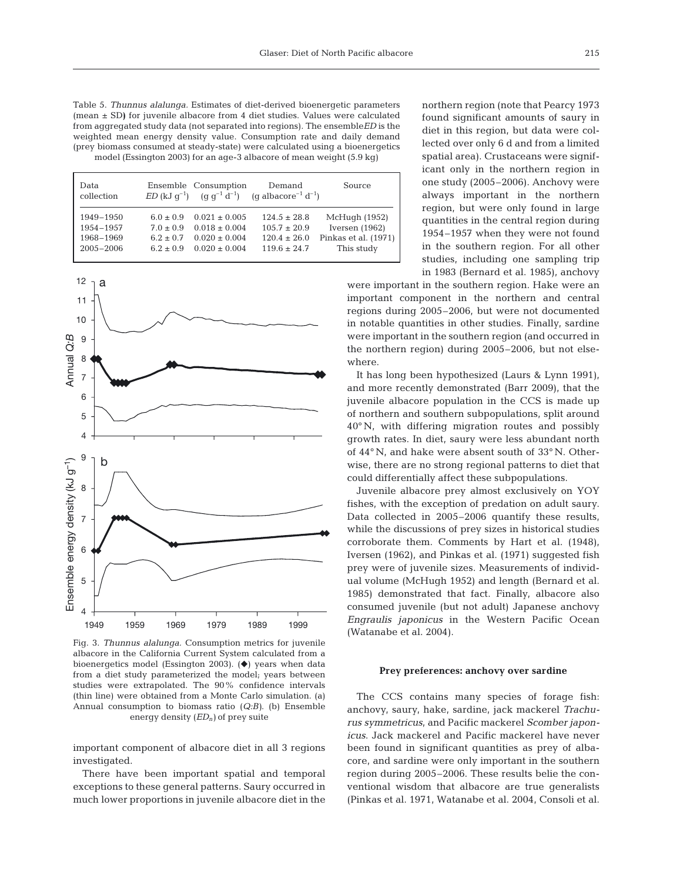Table 5. *Thunnus alalunga*. Estimates of diet-derived bioenergetic parameters (mean ± SD) for juvenile albacore from 4 diet studies. Values were calculated from aggregated study data (not separated into regions). The ensemble *ED* is the weighted mean energy density value. Consumption rate and daily demand (prey biomass consumed at steady-state) were calculated using a bioenergetics model (Essington 2003) for an age-3 albacore of mean weight (5.9 kg)

| Data collection | Ensemble *ED* (kJ $g^{-1}$) | Consumption (g $g^{-1}$ $d^{-1}$) | Demand (g albacore$^{-1}$ $d^{-1}$) | Source |
|---|---|---|---|---|
| 1949–1950 | 6.0 ± 0.9 | 0.021 ± 0.005 | 124.5 ± 28.8 | McHugh (1952) |
| 1954–1957 | 7.0 ± 0.9 | 0.018 ± 0.004 | 105.7 ± 20.9 | Iversen (1962) |
| 1968–1969 | 6.2 ± 0.7 | 0.020 ± 0.004 | 120.4 ± 26.0 | Pinkas et al. (1971) |
| 2005–2006 | 6.2 ± 0.9 | 0.020 ± 0.004 | 119.6 ± 24.7 | This study |

Fig. 3. *Thunnus alalunga*. Consumption metrics for juvenile albacore in the California Current System calculated from a bioenergetics model (Essington 2003). (◆) years when data from a diet study parameterized the model; years between studies were extrapolated. The 90% confidence intervals (thin line) were obtained from a Monte Carlo simulation. (a) Annual consumption to biomass ratio (*Q:B*). (b) Ensemble energy density ($ED_n$) of prey suite

important component of albacore diet in all 3 regions investigated.

There have been important spatial and temporal exceptions to these general patterns. Saury occurred in much lower proportions in juvenile albacore diet in the northern region (note that Pearcy 1973 found significant amounts of saury in diet in this region, but data were collected over only 6 d and from a limited spatial area). Crustaceans were significant only in the northern region in one study (2005–2006). Anchovy were always important in the northern region, but were only found in large quantities in the central region during 1954–1957 when they were not found in the southern region. For all other studies, including one sampling trip in 1983 (Bernard et al. 1985), anchovy were important in the southern region. Hake were an important component in the northern and central regions during 2005–2006, but were not documented in notable quantities in other studies. Finally, sardine were important in the southern region (and occurred in the northern region) during 2005–2006, but not elsewhere.

It has long been hypothesized (Laurs & Lynn 1991), and more recently demonstrated (Barr 2009), that the juvenile albacore population in the CCS is made up of northern and southern subpopulations, split around 40° N, with differing migration routes and possibly growth rates. In diet, saury were less abundant north of 44° N, and hake were absent south of 33° N. Otherwise, there are no strong regional patterns to diet that could differentially affect these subpopulations.

Juvenile albacore prey almost exclusively on YOY fishes, with the exception of predation on adult saury. Data collected in 2005–2006 quantify these results, while the discussions of prey sizes in historical studies corroborate them. Comments by Hart et al. (1948), Iversen (1962), and Pinkas et al. (1971) suggested fish prey were of juvenile sizes. Measurements of individual volume (McHugh 1952) and length (Bernard et al. 1985) demonstrated that fact. Finally, albacore also consumed juvenile (but not adult) Japanese anchovy *Engraulis japonicus* in the Western Pacific Ocean (Watanabe et al. 2004).

#### Prey preferences: anchovy over sardine

The CCS contains many species of forage fish: anchovy, saury, hake, sardine, jack mackerel *Trachurus symmetricus*, and Pacific mackerel *Scomber japonicus*. Jack mackerel and Pacific mackerel have never been found in significant quantities as prey of albacore, and sardine were only important in the southern region during 2005–2006. These results belie the conventional wisdom that albacore are true generalists (Pinkas et al. 1971, Watanabe et al. 2004, Consoli et al.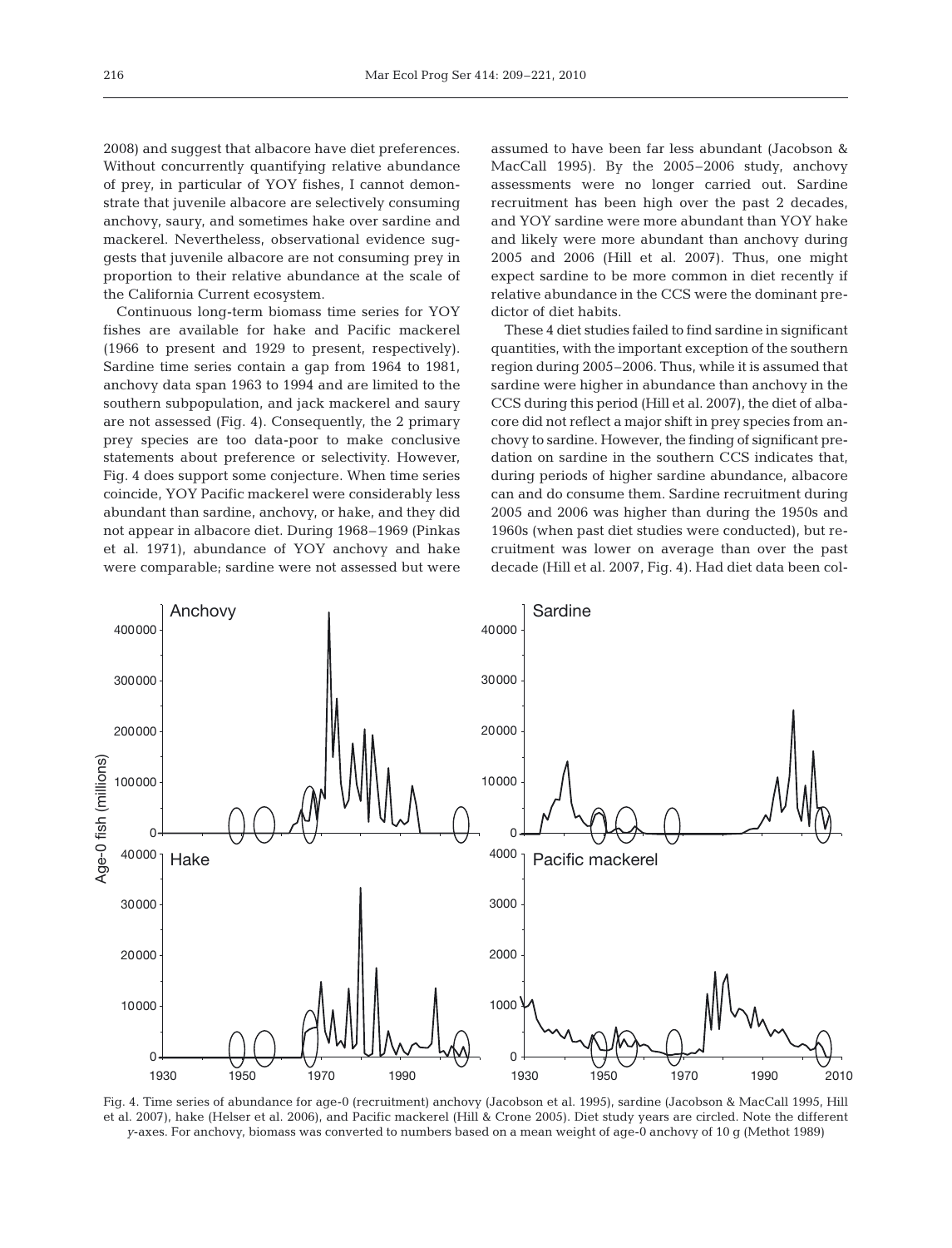2008) and suggest that albacore have diet preferences. Without concurrently quantifying relative abundance of prey, in particular of YOY fishes, I cannot demonstrate that juvenile albacore are selectively consuming anchovy, saury, and sometimes hake over sardine and mackerel. Nevertheless, observational evidence suggests that juvenile albacore are not consuming prey in proportion to their relative abundance at the scale of the California Current ecosystem.

Continuous long-term biomass time series for YOY fishes are available for hake and Pacific mackerel (1966 to present and 1929 to present, respectively). Sardine time series contain a gap from 1964 to 1981, anchovy data span 1963 to 1994 and are limited to the southern subpopulation, and jack mackerel and saury are not assessed (Fig. 4). Consequently, the 2 primary prey species are too data-poor to make conclusive statements about preference or selectivity. However, Fig. 4 does support some conjecture. When time series coincide, YOY Pacific mackerel were considerably less abundant than sardine, anchovy, or hake, and they did not appear in albacore diet. During 1968–1969 (Pinkas et al. 1971), abundance of YOY anchovy and hake were comparable; sardine were not assessed but were assumed to have been far less abundant (Jacobson & MacCall 1995). By the 2005–2006 study, anchovy assessments were no longer carried out. Sardine recruitment has been high over the past 2 decades, and YOY sardine were more abundant than YOY hake and likely were more abundant than anchovy during 2005 and 2006 (Hill et al. 2007). Thus, one might expect sardine to be more common in diet recently if relative abundance in the CCS were the dominant predictor of diet habits.

These 4 diet studies failed to find sardine in significant quantities, with the important exception of the southern region during 2005–2006. Thus, while it is assumed that sardine were higher in abundance than anchovy in the CCS during this period (Hill et al. 2007), the diet of albacore did not reflect a major shift in prey species from anchovy to sardine. However, the finding of significant predation on sardine in the southern CCS indicates that, during periods of higher sardine abundance, albacore can and do consume them. Sardine recruitment during 2005 and 2006 was higher than during the 1950s and 1960s (when past diet studies were conducted), but recruitment was lower on average than over the past decade (Hill et al. 2007, Fig. 4). Had diet data been col-

Fig. 4. Time series of abundance for age-0 (recruitment) anchovy (Jacobson et al. 1995), sardine (Jacobson & MacCall 1995, Hill et al. 2007), hake (Helser et al. 2006), and Pacific mackerel (Hill & Crone 2005). Diet study years are circled. Note the different *y*-axes. For anchovy, biomass was converted to numbers based on a mean weight of age-0 anchovy of 10 g (Methot 1989)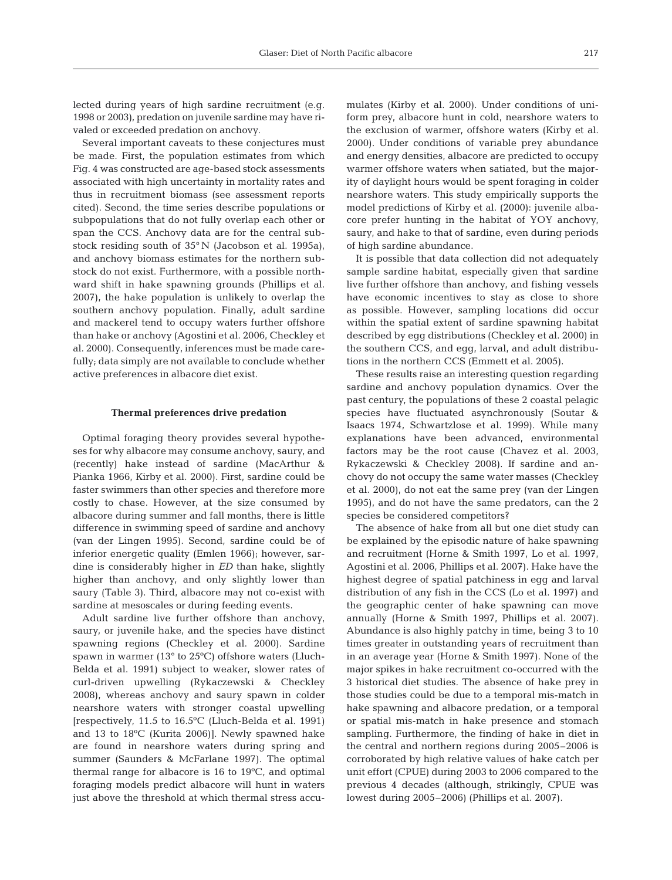lected during years of high sardine recruitment (e.g. 1998 or 2003), predation on juvenile sardine may have rivaled or exceeded predation on anchovy.

Several important caveats to these conjectures must be made. First, the population estimates from which Fig. 4 was constructed are age-based stock assessments associated with high uncertainty in mortality rates and thus in recruitment biomass (see assessment reports cited). Second, the time series describe populations or subpopulations that do not fully overlap each other or span the CCS. Anchovy data are for the central substock residing south of 35° N (Jacobson et al. 1995a), and anchovy biomass estimates for the northern substock do not exist. Furthermore, with a possible northward shift in hake spawning grounds (Phillips et al. 2007), the hake population is unlikely to overlap the southern anchovy population. Finally, adult sardine and mackerel tend to occupy waters further offshore than hake or anchovy (Agostini et al. 2006, Checkley et al. 2000). Consequently, inferences must be made carefully; data simply are not available to conclude whether active preferences in albacore diet exist.

### Thermal preferences drive predation

Optimal foraging theory provides several hypotheses for why albacore may consume anchovy, saury, and (recently) hake instead of sardine (MacArthur & Pianka 1966, Kirby et al. 2000). First, sardine could be faster swimmers than other species and therefore more costly to chase. However, at the size consumed by albacore during summer and fall months, there is little difference in swimming speed of sardine and anchovy (van der Lingen 1995). Second, sardine could be of inferior energetic quality (Emlen 1966); however, sardine is considerably higher in *ED* than hake, slightly higher than anchovy, and only slightly lower than saury (Table 3). Third, albacore may not co-exist with sardine at mesoscales or during feeding events.

Adult sardine live further offshore than anchovy, saury, or juvenile hake, and the species have distinct spawning regions (Checkley et al. 2000). Sardine spawn in warmer (13° to 25°C) offshore waters (Lluch-Belda et al. 1991) subject to weaker, slower rates of curl-driven upwelling (Rykaczewski & Checkley 2008), whereas anchovy and saury spawn in colder nearshore waters with stronger coastal upwelling [respectively, 11.5 to 16.5°C (Lluch-Belda et al. 1991) and 13 to 18°C (Kurita 2006)]. Newly spawned hake are found in nearshore waters during spring and summer (Saunders & McFarlane 1997). The optimal thermal range for albacore is 16 to 19°C, and optimal foraging models predict albacore will hunt in waters just above the threshold at which thermal stress accumulates (Kirby et al. 2000). Under conditions of uniform prey, albacore hunt in cold, nearshore waters to the exclusion of warmer, offshore waters (Kirby et al. 2000). Under conditions of variable prey abundance and energy densities, albacore are predicted to occupy warmer offshore waters when satiated, but the majority of daylight hours would be spent foraging in colder nearshore waters. This study empirically supports the model predictions of Kirby et al. (2000): juvenile albacore prefer hunting in the habitat of YOY anchovy, saury, and hake to that of sardine, even during periods of high sardine abundance.

It is possible that data collection did not adequately sample sardine habitat, especially given that sardine live further offshore than anchovy, and fishing vessels have economic incentives to stay as close to shore as possible. However, sampling locations did occur within the spatial extent of sardine spawning habitat described by egg distributions (Checkley et al. 2000) in the southern CCS, and egg, larval, and adult distributions in the northern CCS (Emmett et al. 2005).

These results raise an interesting question regarding sardine and anchovy population dynamics. Over the past century, the populations of these 2 coastal pelagic species have fluctuated asynchronously (Soutar & Isaacs 1974, Schwartzlose et al. 1999). While many explanations have been advanced, environmental factors may be the root cause (Chavez et al. 2003, Rykaczewski & Checkley 2008). If sardine and anchovy do not occupy the same water masses (Checkley et al. 2000), do not eat the same prey (van der Lingen 1995), and do not have the same predators, can the 2 species be considered competitors?

The absence of hake from all but one diet study can be explained by the episodic nature of hake spawning and recruitment (Horne & Smith 1997, Lo et al. 1997, Agostini et al. 2006, Phillips et al. 2007). Hake have the highest degree of spatial patchiness in egg and larval distribution of any fish in the CCS (Lo et al. 1997) and the geographic center of hake spawning can move annually (Horne & Smith 1997, Phillips et al. 2007). Abundance is also highly patchy in time, being 3 to 10 times greater in outstanding years of recruitment than in an average year (Horne & Smith 1997). None of the major spikes in hake recruitment co-occurred with the 3 historical diet studies. The absence of hake prey in those studies could be due to a temporal mis-match in hake spawning and albacore predation, or a temporal or spatial mis-match in hake presence and stomach sampling. Furthermore, the finding of hake in diet in the central and northern regions during 2005–2006 is corroborated by high relative values of hake catch per unit effort (CPUE) during 2003 to 2006 compared to the previous 4 decades (although, strikingly, CPUE was lowest during 2005–2006) (Phillips et al. 2007).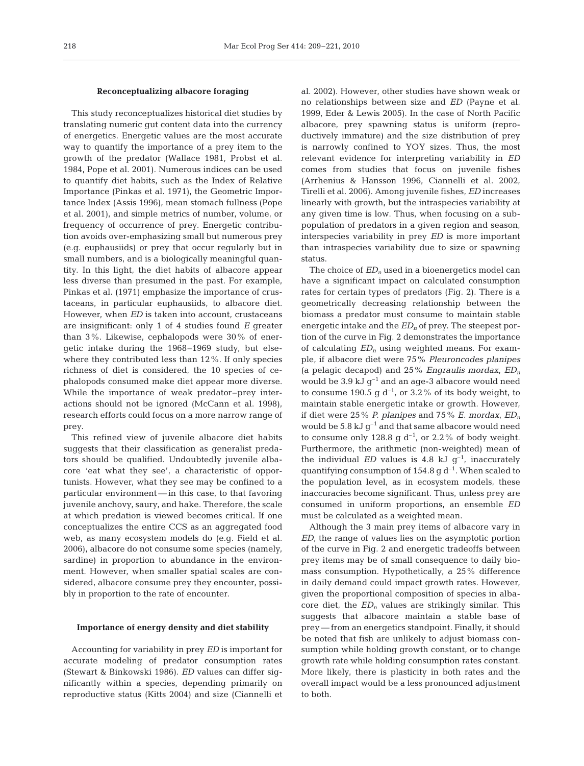### Reconceptualizing albacore foraging

This study reconceptualizes historical diet studies by translating numeric gut content data into the currency of energetics. Energetic values are the most accurate way to quantify the importance of a prey item to the growth of the predator (Wallace 1981, Probst et al. 1984, Pope et al. 2001). Numerous indices can be used to quantify diet habits, such as the Index of Relative Importance (Pinkas et al. 1971), the Geometric Importance Index (Assis 1996), mean stomach fullness (Pope et al. 2001), and simple metrics of number, volume, or frequency of occurrence of prey. Energetic contribution avoids over-emphasizing small but numerous prey (e.g. euphausiids) or prey that occur regularly but in small numbers, and is a biologically meaningful quantity. In this light, the diet habits of albacore appear less diverse than presumed in the past. For example, Pinkas et al. (1971) emphasize the importance of crustaceans, in particular euphausiids, to albacore diet. However, when *ED* is taken into account, crustaceans are insignificant: only 1 of 4 studies found *E* greater than 3%. Likewise, cephalopods were 30% of energetic intake during the 1968–1969 study, but elsewhere they contributed less than 12%. If only species richness of diet is considered, the 10 species of cephalopods consumed make diet appear more diverse. While the importance of weak predator–prey interactions should not be ignored (McCann et al. 1998), research efforts could focus on a more narrow range of prey.

This refined view of juvenile albacore diet habits suggests that their classification as generalist predators should be qualified. Undoubtedly juvenile albacore 'eat what they see', a characteristic of opportunists. However, what they see may be confined to a particular environment — in this case, to that favoring juvenile anchovy, saury, and hake. Therefore, the scale at which predation is viewed becomes critical. If one conceptualizes the entire CCS as an aggregated food web, as many ecosystem models do (e.g. Field et al. 2006), albacore do not consume some species (namely, sardine) in proportion to abundance in the environment. However, when smaller spatial scales are considered, albacore consume prey they encounter, possibly in proportion to the rate of encounter.

### Importance of energy density and diet stability

Accounting for variability in prey *ED* is important for accurate modeling of predator consumption rates (Stewart & Binkowski 1986). *ED* values can differ significantly within a species, depending primarily on reproductive status (Kitts 2004) and size (Ciannelli et al. 2002). However, other studies have shown weak or no relationships between size and *ED* (Payne et al. 1999, Eder & Lewis 2005). In the case of North Pacific albacore, prey spawning status is uniform (reproductively immature) and the size distribution of prey is narrowly confined to YOY sizes. Thus, the most relevant evidence for interpreting variability in *ED* comes from studies that focus on juvenile fishes (Arrhenius & Hansson 1996, Ciannelli et al. 2002, Tirelli et al. 2006). Among juvenile fishes, *ED* increases linearly with growth, but the intraspecies variability at any given time is low. Thus, when focusing on a subpopulation of predators in a given region and season, interspecies variability in prey *ED* is more important than intraspecies variability due to size or spawning status.

The choice of $ED_n$ used in a bioenergetics model can have a significant impact on calculated consumption rates for certain types of predators (Fig. 2). There is a geometrically decreasing relationship between the biomass a predator must consume to maintain stable energetic intake and the $ED_n$ of prey. The steepest portion of the curve in Fig. 2 demonstrates the importance of calculating $ED_n$ using weighted means. For example, if albacore diet were 75% *Pleuroncodes planipes* (a pelagic decapod) and 25% *Engraulis mordax*, $ED_n$ would be 3.9 kJ $g^{-1}$ and an age-3 albacore would need to consume 190.5 g $d^{-1}$, or 3.2% of its body weight, to maintain stable energetic intake or growth. However, if diet were 25% *P. planipes* and 75% *E. mordax*, $ED_n$ would be 5.8 kJ $g^{-1}$ and that same albacore would need to consume only 128.8 g $d^{-1}$, or 2.2% of body weight. Furthermore, the arithmetic (non-weighted) mean of the individual *ED* values is 4.8 kJ $g^{-1}$, inaccurately quantifying consumption of 154.8 g $d^{-1}$. When scaled to the population level, as in ecosystem models, these inaccuracies become significant. Thus, unless prey are consumed in uniform proportions, an ensemble *ED* must be calculated as a weighted mean.

Although the 3 main prey items of albacore vary in *ED*, the range of values lies on the asymptotic portion of the curve in Fig. 2 and energetic tradeoffs between prey items may be of small consequence to daily biomass consumption. Hypothetically, a 25% difference in daily demand could impact growth rates. However, given the proportional composition of species in albacore diet, the $ED_n$ values are strikingly similar. This suggests that albacore maintain a stable base of prey — from an energetics standpoint. Finally, it should be noted that fish are unlikely to adjust biomass consumption while holding growth constant, or to change growth rate while holding consumption rates constant. More likely, there is plasticity in both rates and the overall impact would be a less pronounced adjustment to both.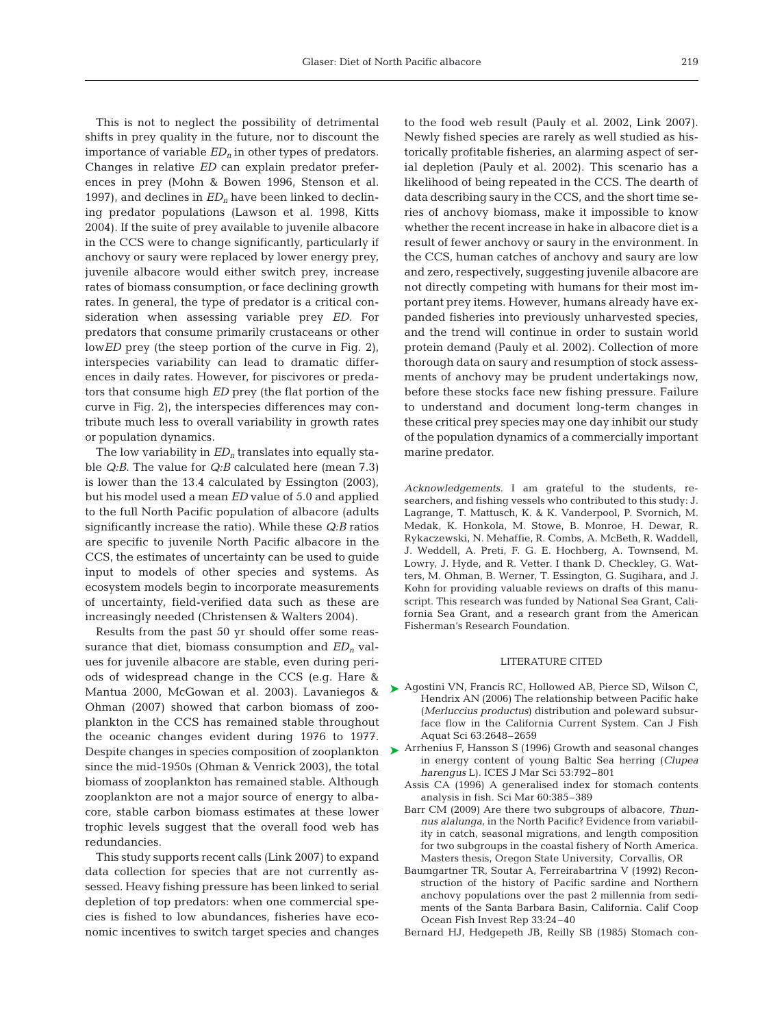This is not to neglect the possibility of detrimental shifts in prey quality in the future, nor to discount the importance of variable $ED_n$ in other types of predators. Changes in relative *ED* can explain predator preferences in prey (Mohn & Bowen 1996, Stenson et al. 1997), and declines in $ED_n$ have been linked to declining predator populations (Lawson et al. 1998, Kitts 2004). If the suite of prey available to juvenile albacore in the CCS were to change significantly, particularly if anchovy or saury were replaced by lower energy prey, juvenile albacore would either switch prey, increase rates of biomass consumption, or face declining growth rates. In general, the type of predator is a critical consideration when assessing variable prey *ED*. For predators that consume primarily crustaceans or other low*ED* prey (the steep portion of the curve in Fig. 2), interspecies variability can lead to dramatic differences in daily rates. However, for piscivores or predators that consume high *ED* prey (the flat portion of the curve in Fig. 2), the interspecies differences may contribute much less to overall variability in growth rates or population dynamics.

The low variability in $ED_n$ translates into equally stable *Q:B*. The value for *Q:B* calculated here (mean 7.3) is lower than the 13.4 calculated by Essington (2003), but his model used a mean *ED* value of 5.0 and applied to the full North Pacific population of albacore (adults significantly increase the ratio). While these *Q:B* ratios are specific to juvenile North Pacific albacore in the CCS, the estimates of uncertainty can be used to guide input to models of other species and systems. As ecosystem models begin to incorporate measurements of uncertainty, field-verified data such as these are increasingly needed (Christensen & Walters 2004).

Results from the past 50 yr should offer some reassurance that diet, biomass consumption and $ED_n$ values for juvenile albacore are stable, even during periods of widespread change in the CCS (e.g. Hare & Mantua 2000, McGowan et al. 2003). Lavaniegos & Ohman (2007) showed that carbon biomass of zooplankton in the CCS has remained stable throughout the oceanic changes evident during 1976 to 1977. Despite changes in species composition of zooplankton since the mid-1950s (Ohman & Venrick 2003), the total biomass of zooplankton has remained stable. Although zooplankton are not a major source of energy to albacore, stable carbon biomass estimates at these lower trophic levels suggest that the overall food web has redundancies.

This study supports recent calls (Link 2007) to expand data collection for species that are not currently assessed. Heavy fishing pressure has been linked to serial depletion of top predators: when one commercial species is fished to low abundances, fisheries have economic incentives to switch target species and changes to the food web result (Pauly et al. 2002, Link 2007). Newly fished species are rarely as well studied as historically profitable fisheries, an alarming aspect of serial depletion (Pauly et al. 2002). This scenario has a likelihood of being repeated in the CCS. The dearth of data describing saury in the CCS, and the short time series of anchovy biomass, make it impossible to know whether the recent increase in hake in albacore diet is a result of fewer anchovy or saury in the environment. In the CCS, human catches of anchovy and saury are low and zero, respectively, suggesting juvenile albacore are not directly competing with humans for their most important prey items. However, humans already have expanded fisheries into previously unharvested species, and the trend will continue in order to sustain world protein demand (Pauly et al. 2002). Collection of more thorough data on saury and resumption of stock assessments of anchovy may be prudent undertakings now, before these stocks face new fishing pressure. Failure to understand and document long-term changes in these critical prey species may one day inhibit our study of the population dynamics of a commercially important marine predator.

*Acknowledgements.* I am grateful to the students, researchers, and fishing vessels who contributed to this study: J. Lagrange, T. Mattusch, K. & K. Vanderpool, P. Svornich, M. Medak, K. Honkola, M. Stowe, B. Monroe, H. Dewar, R. Rykaczewski, N. Mehaffie, R. Combs, A. McBeth, R. Waddell, J. Weddell, A. Preti, F. G. E. Hochberg, A. Townsend, M. Lowry, J. Hyde, and R. Vetter. I thank D. Checkley, G. Watters, M. Ohman, B. Werner, T. Essington, G. Sugihara, and J. Kohn for providing valuable reviews on drafts of this manuscript. This research was funded by National Sea Grant, California Sea Grant, and a research grant from the American Fisherman's Research Foundation.

## LITERATURE CITED

- Agostini VN, Francis RC, Hollowed AB, Pierce SD, Wilson C, Hendrix AN (2006) The relationship between Pacific hake (*Merluccius productus*) distribution and poleward subsurface flow in the California Current System. Can J Fish Aquat Sci 63:2648–2659
- Arrhenius F, Hansson S (1996) Growth and seasonal changes in energy content of young Baltic Sea herring (*Clupea harengus* L). ICES J Mar Sci 53:792–801
- Assis CA (1996) A generalised index for stomach contents analysis in fish. Sci Mar 60:385–389
- Barr CM (2009) Are there two subgroups of albacore, *Thunnus alalunga*, in the North Pacific? Evidence from variability in catch, seasonal migrations, and length composition for two subgroups in the coastal fishery of North America. Masters thesis, Oregon State University, Corvallis, OR
- Baumgartner TR, Soutar A, Ferreirabartrina V (1992) Reconstruction of the history of Pacific sardine and Northern anchovy populations over the past 2 millennia from sediments of the Santa Barbara Basin, California. Calif Coop Ocean Fish Invest Rep 33:24–40
- Bernard HJ, Hedgepeth JB, Reilly SB (1985) Stomach con-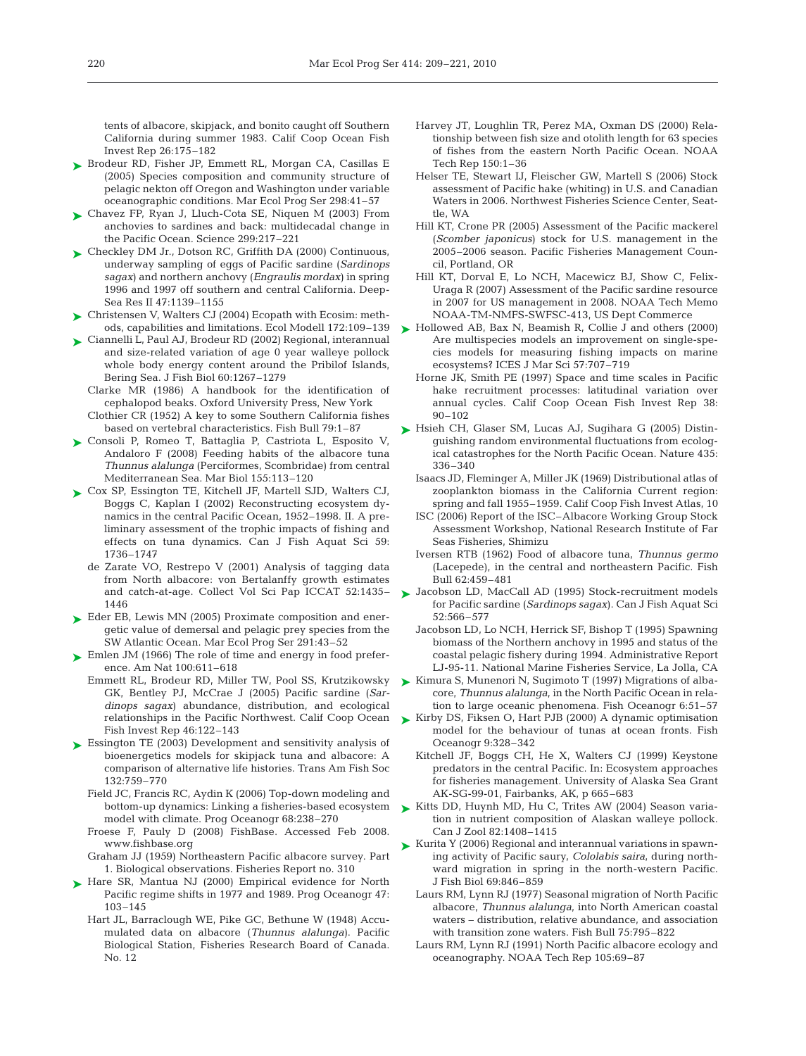tents of albacore, skipjack, and bonito caught off Southern California during summer 1983. Calif Coop Ocean Fish Invest Rep 26:175–182

Brodeur RD, Fisher JP, Emmett RL, Morgan CA, Casillas E (2005) Species composition and community structure of pelagic nekton off Oregon and Washington under variable oceanographic conditions. Mar Ecol Prog Ser 298:41–57

Chavez FP, Ryan J, Lluch-Cota SE, Niquen M (2003) From anchovies to sardines and back: multidecadal change in the Pacific Ocean. Science 299:217–221

Checkley DM Jr., Dotson RC, Griffith DA (2000) Continuous, underway sampling of eggs of Pacific sardine (*Sardinops sagax*) and northern anchovy (*Engraulis mordax*) in spring 1996 and 1997 off southern and central California. Deep-Sea Res II 47:1139–1155

Christensen V, Walters CJ (2004) Ecopath with Ecosim: methods, capabilities and limitations. Ecol Modell 172:109–139

Ciannelli L, Paul AJ, Brodeur RD (2002) Regional, interannual and size-related variation of age 0 year walleye pollock whole body energy content around the Pribilof Islands, Bering Sea. J Fish Biol 60:1267–1279

Clarke MR (1986) A handbook for the identification of cephalopod beaks. Oxford University Press, New York

Clothier CR (1952) A key to some Southern California fishes based on vertebral characteristics. Fish Bull 79:1–87

Consoli P, Romeo T, Battaglia P, Castriota L, Esposito V, Andaloro F (2008) Feeding habits of the albacore tuna *Thunnus alalunga* (Perciformes, Scombridae) from central Mediterranean Sea. Mar Biol 155:113–120

Cox SP, Essington TE, Kitchell JF, Martell SJD, Walters CJ, Boggs C, Kaplan I (2002) Reconstructing ecosystem dynamics in the central Pacific Ocean, 1952–1998. II. A preliminary assessment of the trophic impacts of fishing and effects on tuna dynamics. Can J Fish Aquat Sci 59: 1736–1747

de Zarate VO, Restrepo V (2001) Analysis of tagging data from North albacore: von Bertalanffy growth estimates and catch-at-age. Collect Vol Sci Pap ICCAT 52:1435–1446

Eder EB, Lewis MN (2005) Proximate composition and energetic value of demersal and pelagic prey species from the SW Atlantic Ocean. Mar Ecol Prog Ser 291:43–52

Emlen JM (1966) The role of time and energy in food preference. Am Nat 100:611–618

Emmett RL, Brodeur RD, Miller TW, Pool SS, Krutzikowsky GK, Bentley PJ, McCrae J (2005) Pacific sardine (*Sardinops sagax*) abundance, distribution, and ecological relationships in the Pacific Northwest. Calif Coop Ocean Fish Invest Rep 46:122–143

Essington TE (2003) Development and sensitivity analysis of bioenergetics models for skipjack tuna and albacore: A comparison of alternative life histories. Trans Am Fish Soc 132:759–770

Field JC, Francis RC, Aydin K (2006) Top-down modeling and bottom-up dynamics: Linking a fisheries-based ecosystem model with climate. Prog Oceanogr 68:238–270

Froese F, Pauly D (2008) FishBase. Accessed Feb 2008. www.fishbase.org

Graham JJ (1959) Northeastern Pacific albacore survey. Part 1. Biological observations. Fisheries Report no. 310

Hare SR, Mantua NJ (2000) Empirical evidence for North Pacific regime shifts in 1977 and 1989. Prog Oceanogr 47: 103–145

Hart JL, Barraclough WE, Pike GC, Bethune W (1948) Accumulated data on albacore (*Thunnus alalunga*). Pacific Biological Station, Fisheries Research Board of Canada. No. 12

Harvey JT, Loughlin TR, Perez MA, Oxman DS (2000) Relationship between fish size and otolith length for 63 species of fishes from the eastern North Pacific Ocean. NOAA Tech Rep 150:1–36

Helser TE, Stewart IJ, Fleischer GW, Martell S (2006) Stock assessment of Pacific hake (whiting) in U.S. and Canadian Waters in 2006. Northwest Fisheries Science Center, Seattle, WA

Hill KT, Crone PR (2005) Assessment of the Pacific mackerel (*Scomber japonicus*) stock for U.S. management in the 2005–2006 season. Pacific Fisheries Management Council, Portland, OR

Hill KT, Dorval E, Lo NCH, Macewicz BJ, Show C, Felix-Uraga R (2007) Assessment of the Pacific sardine resource in 2007 for US management in 2008. NOAA Tech Memo NOAA-TM-NMFS-SWFSC-413, US Dept Commerce

Hollowed AB, Bax N, Beamish R, Collie J and others (2000) Are multispecies models an improvement on single-species models for measuring fishing impacts on marine ecosystems? ICES J Mar Sci 57:707–719

Horne JK, Smith PE (1997) Space and time scales in Pacific hake recruitment processes: latitudinal variation over annual cycles. Calif Coop Ocean Fish Invest Rep 38: 90–102

Hsieh CH, Glaser SM, Lucas AJ, Sugihara G (2005) Distinguishing random environmental fluctuations from ecological catastrophes for the North Pacific Ocean. Nature 435: 336–340

Isaacs JD, Fleminger A, Miller JK (1969) Distributional atlas of zooplankton biomass in the California Current region: spring and fall 1955–1959. Calif Coop Fish Invest Atlas, 10

ISC (2006) Report of the ISC–Albacore Working Group Stock Assessment Workshop, National Research Institute of Far Seas Fisheries, Shimizu

Iversen RTB (1962) Food of albacore tuna, *Thunnus germo* (Lacepede), in the central and northeastern Pacific. Fish Bull 62:459–481

Jacobson LD, MacCall AD (1995) Stock-recruitment models for Pacific sardine (*Sardinops sagax*). Can J Fish Aquat Sci 52:566–577

Jacobson LD, Lo NCH, Herrick SF, Bishop T (1995) Spawning biomass of the Northern anchovy in 1995 and status of the coastal pelagic fishery during 1994. Administrative Report LJ-95-11. National Marine Fisheries Service, La Jolla, CA

Kimura S, Munenori N, Sugimoto T (1997) Migrations of albacore, *Thunnus alalunga*, in the North Pacific Ocean in relation to large oceanic phenomena. Fish Oceanogr 6:51–57

Kirby DS, Fiksen O, Hart PJB (2000) A dynamic optimisation model for the behaviour of tunas at ocean fronts. Fish Oceanogr 9:328–342

Kitchell JF, Boggs CH, He X, Walters CJ (1999) Keystone predators in the central Pacific. In: Ecosystem approaches for fisheries management. University of Alaska Sea Grant AK-SG-99-01, Fairbanks, AK, p 665–683

Kitts DD, Huynh MD, Hu C, Trites AW (2004) Season variation in nutrient composition of Alaskan walleye pollock. Can J Zool 82:1408–1415

Kurita Y (2006) Regional and interannual variations in spawning activity of Pacific saury, *Cololabis saira*, during northward migration in spring in the north-western Pacific. J Fish Biol 69:846–859

Laurs RM, Lynn RJ (1977) Seasonal migration of North Pacific albacore, *Thunnus alalunga*, into North American coastal waters – distribution, relative abundance, and association with transition zone waters. Fish Bull 75:795–822

Laurs RM, Lynn RJ (1991) North Pacific albacore ecology and oceanography. NOAA Tech Rep 105:69–87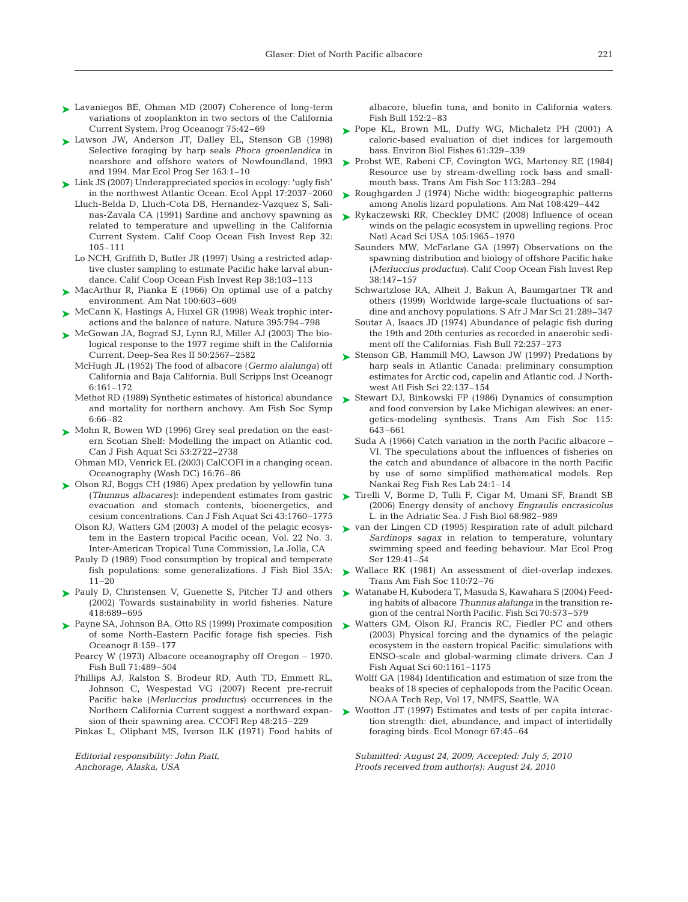Lavaniegos BE, Ohman MD (2007) Coherence of long-term variations of zooplankton in two sectors of the California Current System. Prog Oceanogr 75:42–69

Lawson JW, Anderson JT, Dalley EL, Stenson GB (1998) Selective foraging by harp seals *Phoca groenlandica* in nearshore and offshore waters of Newfoundland, 1993 and 1994. Mar Ecol Prog Ser 163:1–10

Link JS (2007) Underappreciated species in ecology: 'ugly fish' in the northwest Atlantic Ocean. Ecol Appl 17:2037–2060

Lluch-Belda D, Lluch-Cota DB, Hernandez-Vazquez S, Salinas-Zavala CA (1991) Sardine and anchovy spawning as related to temperature and upwelling in the California Current System. Calif Coop Ocean Fish Invest Rep 32: 105–111

Lo NCH, Griffith D, Butler JR (1997) Using a restricted adaptive cluster sampling to estimate Pacific hake larval abundance. Calif Coop Ocean Fish Invest Rep 38:103–113

MacArthur R, Pianka E (1966) On optimal use of a patchy environment. Am Nat 100:603–609

McCann K, Hastings A, Huxel GR (1998) Weak trophic interactions and the balance of nature. Nature 395:794–798

McGowan JA, Bograd SJ, Lynn RJ, Miller AJ (2003) The biological response to the 1977 regime shift in the California Current. Deep-Sea Res II 50:2567–2582

McHugh JL (1952) The food of albacore (*Germo alalunga*) off California and Baja California. Bull Scripps Inst Oceanogr 6:161–172

Methot RD (1989) Synthetic estimates of historical abundance and mortality for northern anchovy. Am Fish Soc Symp 6:66–82

Mohn R, Bowen WD (1996) Grey seal predation on the eastern Scotian Shelf: Modelling the impact on Atlantic cod. Can J Fish Aquat Sci 53:2722–2738

Ohman MD, Venrick EL (2003) CalCOFI in a changing ocean. Oceanography (Wash DC) 16:76–86

Olson RJ, Boggs CH (1986) Apex predation by yellowfin tuna (*Thunnus albacares*): independent estimates from gastric evacuation and stomach contents, bioenergetics, and cesium concentrations. Can J Fish Aquat Sci 43:1760–1775

Olson RJ, Watters GM (2003) A model of the pelagic ecosystem in the Eastern tropical Pacific ocean, Vol. 22 No. 3. Inter-American Tropical Tuna Commission, La Jolla, CA

Pauly D (1989) Food consumption by tropical and temperate fish populations: some generalizations. J Fish Biol 35A: 11–20

Pauly D, Christensen V, Guenette S, Pitcher TJ and others (2002) Towards sustainability in world fisheries. Nature 418:689–695

Payne SA, Johnson BA, Otto RS (1999) Proximate composition of some North-Eastern Pacific forage fish species. Fish Oceanogr 8:159–177

Pearcy W (1973) Albacore oceanography off Oregon – 1970. Fish Bull 71:489–504

Phillips AJ, Ralston S, Brodeur RD, Auth TD, Emmett RL, Johnson C, Wespestad VG (2007) Recent pre-recruit Pacific hake (*Merluccius productus*) occurrences in the Northern California Current suggest a northward expansion of their spawning area. CCOFI Rep 48:215–229

Pinkas L, Oliphant MS, Iverson ILK (1971) Food habits of albacore, bluefin tuna, and bonito in California waters. Fish Bull 152:2–83

Pope KL, Brown ML, Duffy WG, Michaletz PH (2001) A caloric-based evaluation of diet indices for largemouth bass. Environ Biol Fishes 61:329–339

Probst WE, Rabeni CF, Covington WG, Marteney RE (1984) Resource use by stream-dwelling rock bass and smallmouth bass. Trans Am Fish Soc 113:283–294

Roughgarden J (1974) Niche width: biogeographic patterns among Anolis lizard populations. Am Nat 108:429–442

Rykaczewski RR, Checkley DMC (2008) Influence of ocean winds on the pelagic ecosystem in upwelling regions. Proc Natl Acad Sci USA 105:1965–1970

Saunders MW, McFarlane GA (1997) Observations on the spawning distribution and biology of offshore Pacific hake (*Merluccius productus*). Calif Coop Ocean Fish Invest Rep 38:147–157

Schwartzlose RA, Alheit J, Bakun A, Baumgartner TR and others (1999) Worldwide large-scale fluctuations of sardine and anchovy populations. S Afr J Mar Sci 21:289–347

Soutar A, Isaacs JD (1974) Abundance of pelagic fish during the 19th and 20th centuries as recorded in anaerobic sediment off the Californias. Fish Bull 72:257–273

Stenson GB, Hammill MO, Lawson JW (1997) Predations by harp seals in Atlantic Canada: preliminary consumption estimates for Arctic cod, capelin and Atlantic cod. J Northwest Atl Fish Sci 22:137–154

Stewart DJ, Binkowski FP (1986) Dynamics of consumption and food conversion by Lake Michigan alewives: an energetics-modeling synthesis. Trans Am Fish Soc 115: 643–661

Suda A (1966) Catch variation in the north Pacific albacore – VI. The speculations about the influences of fisheries on the catch and abundance of albacore in the north Pacific by use of some simplified mathematical models. Rep Nankai Reg Fish Res Lab 24:1–14

Tirelli V, Borme D, Tulli F, Cigar M, Umani SF, Brandt SB (2006) Energy density of anchovy *Engraulis encrasicolus* L. in the Adriatic Sea. J Fish Biol 68:982–989

van der Lingen CD (1995) Respiration rate of adult pilchard *Sardinops sagax* in relation to temperature, voluntary swimming speed and feeding behaviour. Mar Ecol Prog Ser 129:41–54

Wallace RK (1981) An assessment of diet-overlap indexes. Trans Am Fish Soc 110:72–76

Watanabe H, Kubodera T, Masuda S, Kawahara S (2004) Feeding habits of albacore *Thunnus alalunga* in the transition region of the central North Pacific. Fish Sci 70:573–579

Watters GM, Olson RJ, Francis RC, Fiedler PC and others (2003) Physical forcing and the dynamics of the pelagic ecosystem in the eastern tropical Pacific: simulations with ENSO-scale and global-warming climate drivers. Can J Fish Aquat Sci 60:1161–1175

Wolff GA (1984) Identification and estimation of size from the beaks of 18 species of cephalopods from the Pacific Ocean. NOAA Tech Rep, Vol 17, NMFS, Seattle, WA

Wootton JT (1997) Estimates and tests of per capita interaction strength: diet, abundance, and impact of intertidally foraging birds. Ecol Monogr 67:45–64

*Editorial responsibility: John Piatt, Anchorage, Alaska, USA*

*Submitted: August 24, 2009; Accepted: July 5, 2010*
*Proofs received from author(s): August 24, 2010*